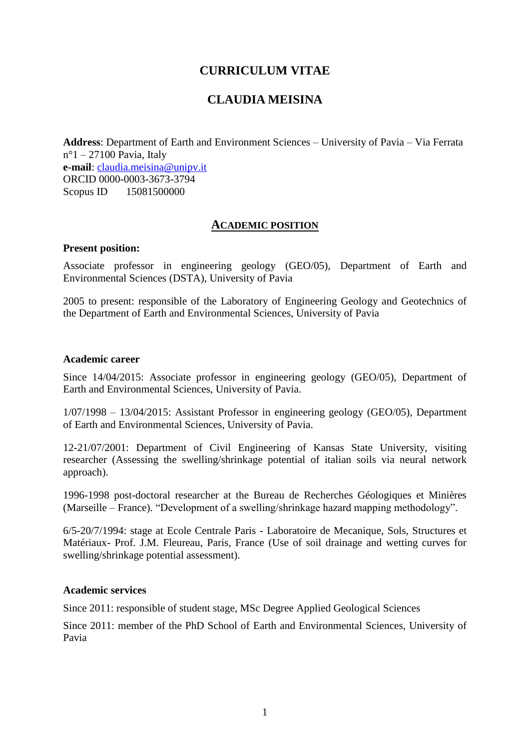# CURRICULUM VITAE

# CLAUDIA MEISINA

**Address**: Department of Earth and Environment Sciences – University of Pavia – Via Ferrata n°1 – 27100 Pavia, Italy
**e-mail**: claudia.meisina@unipv.it
ORCID 0000-0003-3673-3794
Scopus ID 15081500000

## ACADEMIC POSITION

### Present position:

Associate professor in engineering geology (GEO/05), Department of Earth and Environmental Sciences (DSTA), University of Pavia

2005 to present: responsible of the Laboratory of Engineering Geology and Geotechnics of the Department of Earth and Environmental Sciences, University of Pavia

### Academic career

Since 14/04/2015: Associate professor in engineering geology (GEO/05), Department of Earth and Environmental Sciences, University of Pavia.

1/07/1998 – 13/04/2015: Assistant Professor in engineering geology (GEO/05), Department of Earth and Environmental Sciences, University of Pavia.

12-21/07/2001: Department of Civil Engineering of Kansas State University, visiting researcher (Assessing the swelling/shrinkage potential of italian soils via neural network approach).

1996-1998 post-doctoral researcher at the Bureau de Recherches Géologiques et Minières (Marseille – France). "Development of a swelling/shrinkage hazard mapping methodology".

6/5-20/7/1994: stage at Ecole Centrale Paris - Laboratoire de Mecanique, Sols, Structures et Matériaux- Prof. J.M. Fleureau, Paris, France (Use of soil drainage and wetting curves for swelling/shrinkage potential assessment).

### Academic services

Since 2011: responsible of student stage, MSc Degree Applied Geological Sciences

Since 2011: member of the PhD School of Earth and Environmental Sciences, University of Pavia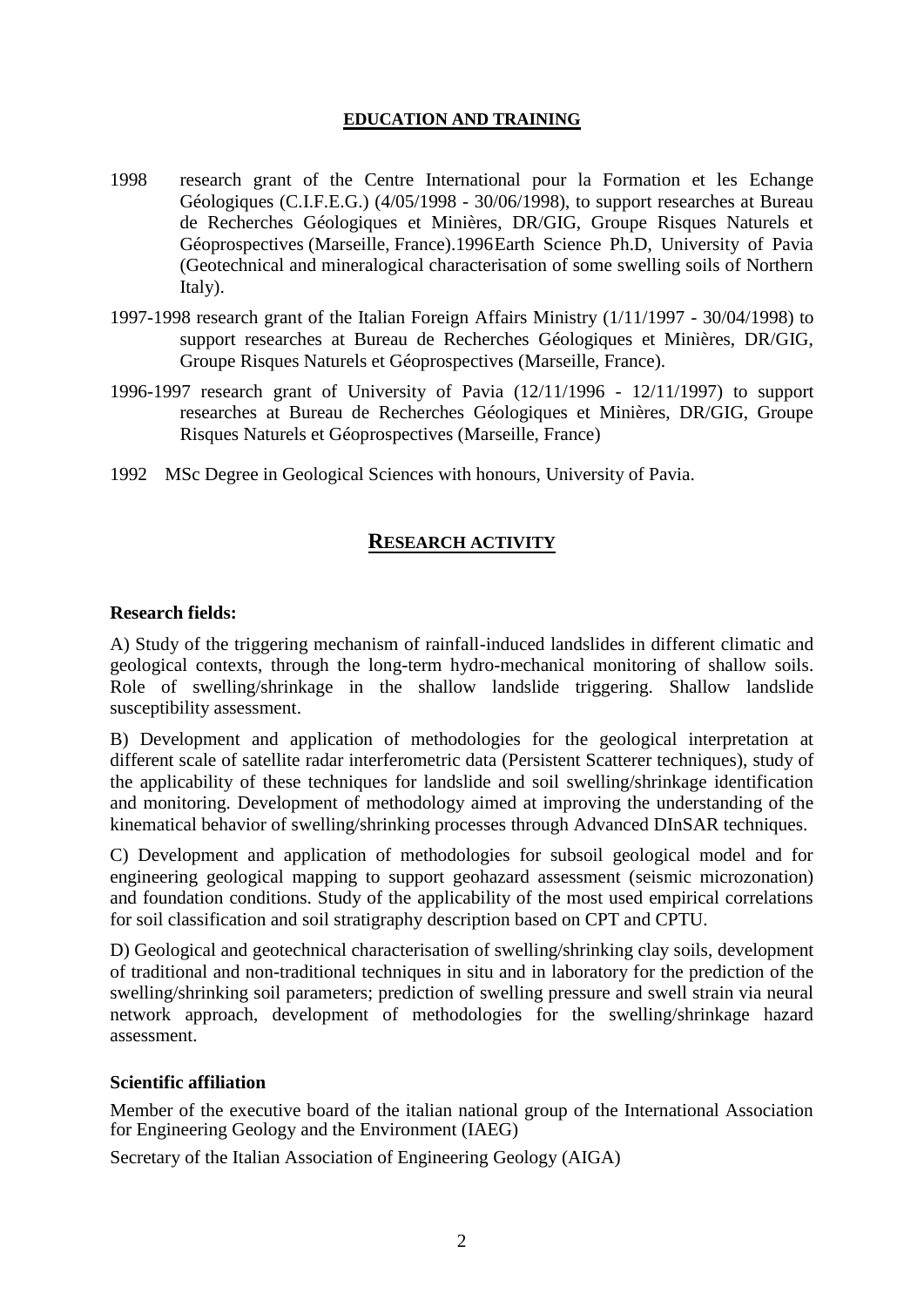## EDUCATION AND TRAINING

1998 research grant of the Centre International pour la Formation et les Echange Géologiques (C.I.F.E.G.) (4/05/1998 - 30/06/1998), to support researches at Bureau de Recherches Géologiques et Minières, DR/GIG, Groupe Risques Naturels et Géoprospectives (Marseille, France).1996Earth Science Ph.D, University of Pavia (Geotechnical and mineralogical characterisation of some swelling soils of Northern Italy).

1997-1998 research grant of the Italian Foreign Affairs Ministry (1/11/1997 - 30/04/1998) to support researches at Bureau de Recherches Géologiques et Minières, DR/GIG, Groupe Risques Naturels et Géoprospectives (Marseille, France).

1996-1997 research grant of University of Pavia (12/11/1996 - 12/11/1997) to support researches at Bureau de Recherches Géologiques et Minières, DR/GIG, Groupe Risques Naturels et Géoprospectives (Marseille, France)

1992 MSc Degree in Geological Sciences with honours, University of Pavia.

## RESEARCH ACTIVITY

**Research fields:**

A) Study of the triggering mechanism of rainfall-induced landslides in different climatic and geological contexts, through the long-term hydro-mechanical monitoring of shallow soils. Role of swelling/shrinkage in the shallow landslide triggering. Shallow landslide susceptibility assessment.

B) Development and application of methodologies for the geological interpretation at different scale of satellite radar interferometric data (Persistent Scatterer techniques), study of the applicability of these techniques for landslide and soil swelling/shrinkage identification and monitoring. Development of methodology aimed at improving the understanding of the kinematical behavior of swelling/shrinking processes through Advanced DInSAR techniques.

C) Development and application of methodologies for subsoil geological model and for engineering geological mapping to support geohazard assessment (seismic microzonation) and foundation conditions. Study of the applicability of the most used empirical correlations for soil classification and soil stratigraphy description based on CPT and CPTU.

D) Geological and geotechnical characterisation of swelling/shrinking clay soils, development of traditional and non-traditional techniques in situ and in laboratory for the prediction of the swelling/shrinking soil parameters; prediction of swelling pressure and swell strain via neural network approach, development of methodologies for the swelling/shrinkage hazard assessment.

**Scientific affiliation**

Member of the executive board of the italian national group of the International Association for Engineering Geology and the Environment (IAEG)

Secretary of the Italian Association of Engineering Geology (AIGA)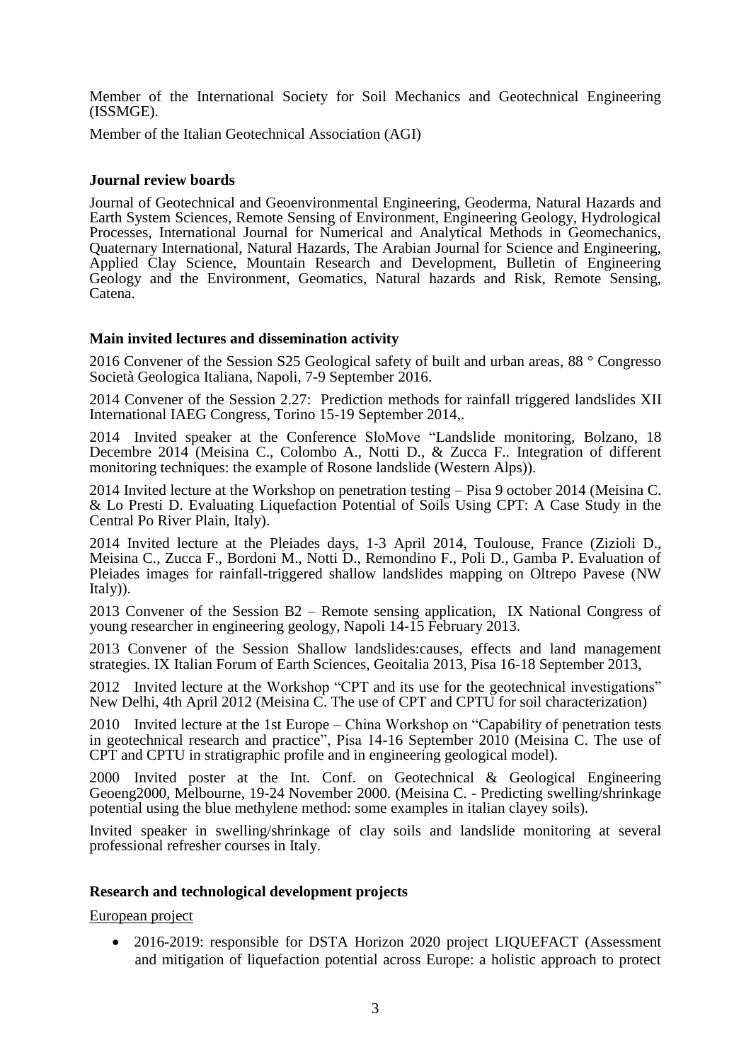Member of the International Society for Soil Mechanics and Geotechnical Engineering (ISSMGE).

Member of the Italian Geotechnical Association (AGI)

**Journal review boards**

Journal of Geotechnical and Geoenvironmental Engineering, Geoderma, Natural Hazards and Earth System Sciences, Remote Sensing of Environment, Engineering Geology, Hydrological Processes, International Journal for Numerical and Analytical Methods in Geomechanics, Quaternary International, Natural Hazards, The Arabian Journal for Science and Engineering, Applied Clay Science, Mountain Research and Development, Bulletin of Engineering Geology and the Environment, Geomatics, Natural hazards and Risk, Remote Sensing, Catena.

**Main invited lectures and dissemination activity**

2016 Convener of the Session S25 Geological safety of built and urban areas, 88 ° Congresso Società Geologica Italiana, Napoli, 7-9 September 2016.

2014 Convener of the Session 2.27: Prediction methods for rainfall triggered landslides XII International IAEG Congress, Torino 15-19 September 2014,.

2014 Invited speaker at the Conference SloMove "Landslide monitoring, Bolzano, 18 Decembre 2014 (Meisina C., Colombo A., Notti D., & Zucca F.. Integration of different monitoring techniques: the example of Rosone landslide (Western Alps)).

2014 Invited lecture at the Workshop on penetration testing – Pisa 9 october 2014 (Meisina C. & Lo Presti D. Evaluating Liquefaction Potential of Soils Using CPT: A Case Study in the Central Po River Plain, Italy).

2014 Invited lecture at the Pleiades days, 1-3 April 2014, Toulouse, France (Zizioli D., Meisina C., Zucca F., Bordoni M., Notti D., Remondino F., Poli D., Gamba P. Evaluation of Pleiades images for rainfall-triggered shallow landslides mapping on Oltrepo Pavese (NW Italy)).

2013 Convener of the Session B2 – Remote sensing application, IX National Congress of young researcher in engineering geology, Napoli 14-15 February 2013.

2013 Convener of the Session Shallow landslides:causes, effects and land management strategies. IX Italian Forum of Earth Sciences, Geoitalia 2013, Pisa 16-18 September 2013,

2012 Invited lecture at the Workshop "CPT and its use for the geotechnical investigations" New Delhi, 4th April 2012 (Meisina C. The use of CPT and CPTU for soil characterization)

2010 Invited lecture at the 1st Europe – China Workshop on "Capability of penetration tests in geotechnical research and practice", Pisa 14-16 September 2010 (Meisina C. The use of CPT and CPTU in stratigraphic profile and in engineering geological model).

2000 Invited poster at the Int. Conf. on Geotechnical & Geological Engineering Geoeng2000, Melbourne, 19-24 November 2000. (Meisina C. - Predicting swelling/shrinkage potential using the blue methylene method: some examples in italian clayey soils).

Invited speaker in swelling/shrinkage of clay soils and landslide monitoring at several professional refresher courses in Italy.

**Research and technological development projects**

European project

- 2016-2019: responsible for DSTA Horizon 2020 project LIQUEFACT (Assessment and mitigation of liquefaction potential across Europe: a holistic approach to protect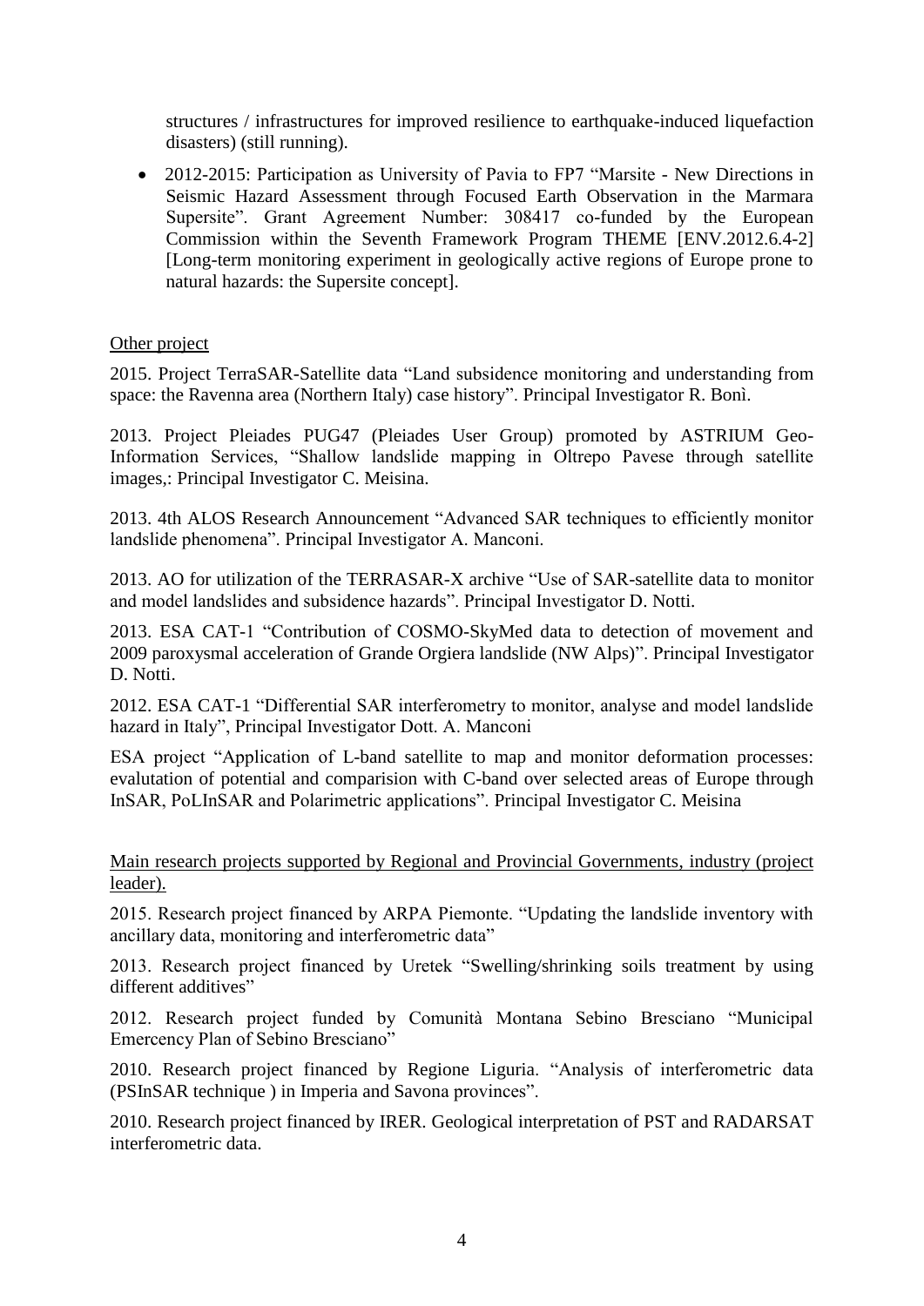structures / infrastructures for improved resilience to earthquake-induced liquefaction disasters) (still running).

- 2012-2015: Participation as University of Pavia to FP7 "Marsite - New Directions in Seismic Hazard Assessment through Focused Earth Observation in the Marmara Supersite". Grant Agreement Number: 308417 co-funded by the European Commission within the Seventh Framework Program THEME [ENV.2012.6.4-2] [Long-term monitoring experiment in geologically active regions of Europe prone to natural hazards: the Supersite concept].

Other project

2015. Project TerraSAR-Satellite data "Land subsidence monitoring and understanding from space: the Ravenna area (Northern Italy) case history". Principal Investigator R. Bonì.

2013. Project Pleiades PUG47 (Pleiades User Group) promoted by ASTRIUM Geo-Information Services, "Shallow landslide mapping in Oltrepo Pavese through satellite images,: Principal Investigator C. Meisina.

2013. 4th ALOS Research Announcement "Advanced SAR techniques to efficiently monitor landslide phenomena". Principal Investigator A. Manconi.

2013. AO for utilization of the TERRASAR-X archive "Use of SAR-satellite data to monitor and model landslides and subsidence hazards". Principal Investigator D. Notti.

2013. ESA CAT-1 "Contribution of COSMO-SkyMed data to detection of movement and 2009 paroxysmal acceleration of Grande Orgiera landslide (NW Alps)". Principal Investigator D. Notti.

2012. ESA CAT-1 "Differential SAR interferometry to monitor, analyse and model landslide hazard in Italy", Principal Investigator Dott. A. Manconi

ESA project "Application of L-band satellite to map and monitor deformation processes: evalutation of potential and comparision with C-band over selected areas of Europe through InSAR, PoLInSAR and Polarimetric applications". Principal Investigator C. Meisina

Main research projects supported by Regional and Provincial Governments, industry (project leader).

2015. Research project financed by ARPA Piemonte. "Updating the landslide inventory with ancillary data, monitoring and interferometric data"

2013. Research project financed by Uretek "Swelling/shrinking soils treatment by using different additives"

2012. Research project funded by Comunità Montana Sebino Bresciano "Municipal Emercency Plan of Sebino Bresciano"

2010. Research project financed by Regione Liguria. "Analysis of interferometric data (PSInSAR technique ) in Imperia and Savona provinces".

2010. Research project financed by IRER. Geological interpretation of PST and RADARSAT interferometric data.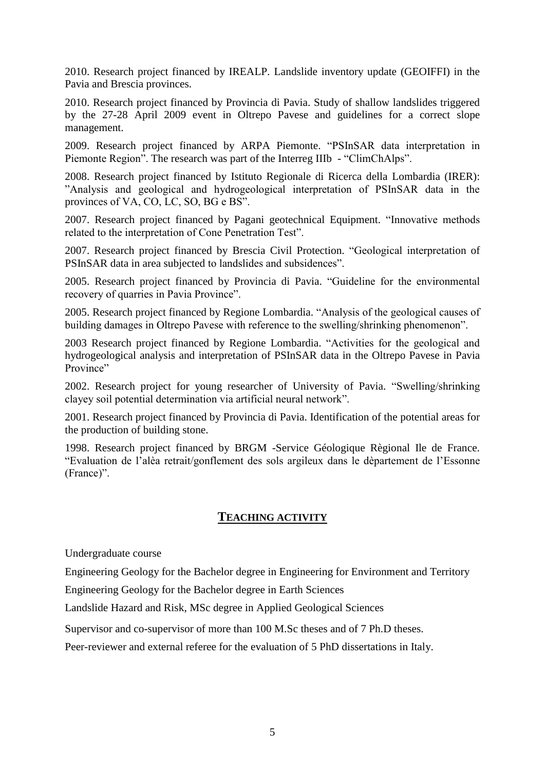2010. Research project financed by IREALP. Landslide inventory update (GEOIFFI) in the Pavia and Brescia provinces.

2010. Research project financed by Provincia di Pavia. Study of shallow landslides triggered by the 27-28 April 2009 event in Oltrepo Pavese and guidelines for a correct slope management.

2009. Research project financed by ARPA Piemonte. "PSInSAR data interpretation in Piemonte Region". The research was part of the Interreg IIIb - "ClimChAlps".

2008. Research project financed by Istituto Regionale di Ricerca della Lombardia (IRER): "Analysis and geological and hydrogeological interpretation of PSInSAR data in the provinces of VA, CO, LC, SO, BG e BS".

2007. Research project financed by Pagani geotechnical Equipment. "Innovative methods related to the interpretation of Cone Penetration Test".

2007. Research project financed by Brescia Civil Protection. "Geological interpretation of PSInSAR data in area subjected to landslides and subsidences".

2005. Research project financed by Provincia di Pavia. "Guideline for the environmental recovery of quarries in Pavia Province".

2005. Research project financed by Regione Lombardia. "Analysis of the geological causes of building damages in Oltrepo Pavese with reference to the swelling/shrinking phenomenon".

2003 Research project financed by Regione Lombardia. "Activities for the geological and hydrogeological analysis and interpretation of PSInSAR data in the Oltrepo Pavese in Pavia Province"

2002. Research project for young researcher of University of Pavia. "Swelling/shrinking clayey soil potential determination via artificial neural network".

2001. Research project financed by Provincia di Pavia. Identification of the potential areas for the production of building stone.

1998. Research project financed by BRGM -Service Géologique Règional Ile de France. "Evaluation de l'alèa retrait/gonflement des sols argileux dans le dèpartement de l'Essonne (France)".

## TEACHING ACTIVITY

Undergraduate course

Engineering Geology for the Bachelor degree in Engineering for Environment and Territory

Engineering Geology for the Bachelor degree in Earth Sciences

Landslide Hazard and Risk, MSc degree in Applied Geological Sciences

Supervisor and co-supervisor of more than 100 M.Sc theses and of 7 Ph.D theses.

Peer-reviewer and external referee for the evaluation of 5 PhD dissertations in Italy.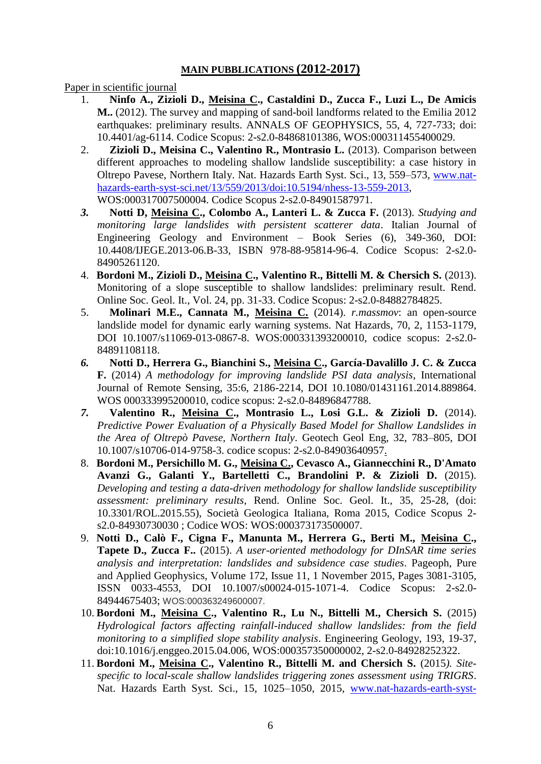## **MAIN PUBBLICATIONS (2012-2017)**

Paper in scientific journal

1. **Ninfo A., Zizioli D., Meisina C., Castaldini D., Zucca F., Luzi L., De Amicis M..** (2012). The survey and mapping of sand-boil landforms related to the Emilia 2012 earthquakes: preliminary results. ANNALS OF GEOPHYSICS, 55, 4, 727-733; doi: 10.4401/ag-6114. Codice Scopus: 2-s2.0-84868101386, WOS:000311455400029.
2. **Zizioli D., Meisina C., Valentino R., Montrasio L.** (2013). Comparison between different approaches to modeling shallow landslide susceptibility: a case history in Oltrepo Pavese, Northern Italy. Nat. Hazards Earth Syst. Sci., 13, 559–573, www.nat-hazards-earth-syst-sci.net/13/559/2013/doi:10.5194/nhess-13-559-2013, WOS:000317007500004. Codice Scopus 2-s2.0-84901587971.
3. **Notti D, Meisina C., Colombo A., Lanteri L. & Zucca F.** (2013). *Studying and monitoring large landslides with persistent scatterer data*. Italian Journal of Engineering Geology and Environment – Book Series (6), 349-360, DOI: 10.4408/IJEGE.2013-06.B-33, ISBN 978-88-95814-96-4. Codice Scopus: 2-s2.0-84905261120.
4. **Bordoni M., Zizioli D., Meisina C., Valentino R., Bittelli M. & Chersich S.** (2013). Monitoring of a slope susceptible to shallow landslides: preliminary result. Rend. Online Soc. Geol. It., Vol. 24, pp. 31-33. Codice Scopus: 2-s2.0-84882784825.
5. **Molinari M.E., Cannata M., Meisina C.** (2014). *r.massmov*: an open-source landslide model for dynamic early warning systems. Nat Hazards, 70, 2, 1153-1179, DOI 10.1007/s11069-013-0867-8. WOS:000331393200010, codice scopus: 2-s2.0-84891108118.
6. **Notti D., Herrera G., Bianchini S., Meisina C., García-Davalillo J. C. & Zucca F.** (2014) *A methodology for improving landslide PSI data analysis*, International Journal of Remote Sensing, 35:6, 2186-2214, DOI 10.1080/01431161.2014.889864. WOS 000333995200010, codice scopus: 2-s2.0-84896847788.
7. **Valentino R., Meisina C., Montrasio L., Losi G.L. & Zizioli D.** (2014). *Predictive Power Evaluation of a Physically Based Model for Shallow Landslides in the Area of Oltrepò Pavese, Northern Italy*. Geotech Geol Eng, 32, 783–805, DOI 10.1007/s10706-014-9758-3. codice scopus: 2-s2.0-84903640957.
8. **Bordoni M., Persichillo M. G., Meisina C., Cevasco A., Giannecchini R., D'Amato Avanzi G., Galanti Y., Bartelletti C., Brandolini P. & Zizioli D.** (2015). *Developing and testing a data-driven methodology for shallow landslide susceptibility assessment: preliminary results*, Rend. Online Soc. Geol. It., 35, 25-28, (doi: 10.3301/ROL.2015.55), Società Geologica Italiana, Roma 2015, Codice Scopus 2-s2.0-84930730030 ; Codice WOS: WOS:000373173500007.
9. **Notti D., Calò F., Cigna F., Manunta M., Herrera G., Berti M., Meisina C., Tapete D., Zucca F..** (2015). *A user-oriented methodology for DInSAR time series analysis and interpretation: landslides and subsidence case studies*. Pageoph, Pure and Applied Geophysics, Volume 172, Issue 11, 1 November 2015, Pages 3081-3105, ISSN 0033-4553, DOI 10.1007/s00024-015-1071-4. Codice Scopus: 2-s2.0-84944675403; WOS:000363249600007.
10. **Bordoni M., Meisina C., Valentino R., Lu N., Bittelli M., Chersich S.** (2015) *Hydrological factors affecting rainfall-induced shallow landslides: from the field monitoring to a simplified slope stability analysis*. Engineering Geology, 193, 19-37, doi:10.1016/j.enggeo.2015.04.006, WOS:000357350000002, 2-s2.0-84928252322.
11. **Bordoni M., Meisina C., Valentino R., Bittelli M. and Chersich S.** (2015). *Site-specific to local-scale shallow landslides triggering zones assessment using TRIGRS*. Nat. Hazards Earth Syst. Sci., 15, 1025–1050, 2015, www.nat-hazards-earth-syst-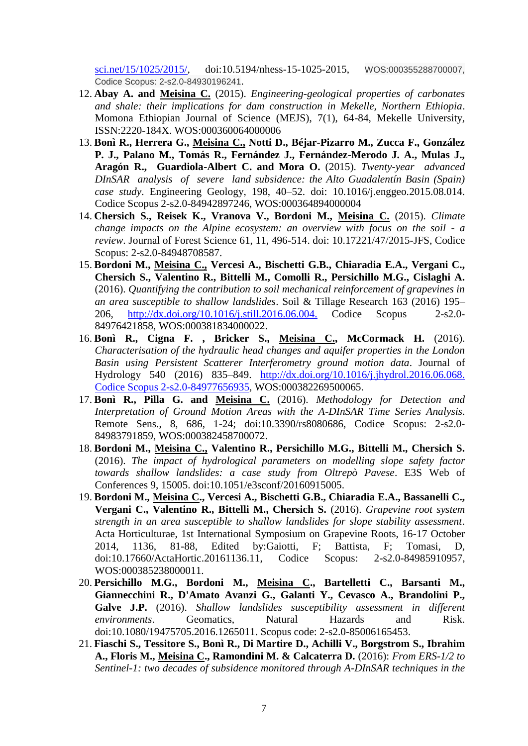sci.net/15/1025/2015/, doi:10.5194/nhess-15-1025-2015, WOS:000355288700007, Codice Scopus: 2-s2.0-84930196241.

12. **Abay A. and <u>Meisina C.</u>** (2015). *Engineering-geological properties of carbonates and shale: their implications for dam construction in Mekelle, Northern Ethiopia*. Momona Ethiopian Journal of Science (MEJS), 7(1), 64-84, Mekelle University, ISSN:2220-184X. WOS:000360064000006
13. **Bonì R., Herrera G., <u>Meisina C.,</u> Notti D., Béjar-Pizarro M., Zucca F., González P. J., Palano M., Tomás R., Fernández J., Fernández-Merodo J. A., Mulas J., Aragón R., Guardiola-Albert C. and Mora O.** (2015). *Twenty-year advanced DInSAR analysis of severe land subsidence: the Alto Guadalentín Basin (Spain) case study*. Engineering Geology, 198, 40–52. doi: 10.1016/j.enggeo.2015.08.014. Codice Scopus 2-s2.0-84942897246, WOS:000364894000004
14. **Chersich S., Reisek K., Vranova V., Bordoni M., <u>Meisina C.</u>** (2015). *Climate change impacts on the Alpine ecosystem: an overview with focus on the soil - a review*. Journal of Forest Science 61, 11, 496-514. doi: 10.17221/47/2015-JFS, Codice Scopus: 2-s2.0-84948708587.
15. **Bordoni M., <u>Meisina C.,</u> Vercesi A., Bischetti G.B., Chiaradia E.A., Vergani C., Chersich S., Valentino R., Bittelli M., Comolli R., Persichillo M.G., Cislaghi A.** (2016). *Quantifying the contribution to soil mechanical reinforcement of grapevines in an area susceptible to shallow landslides*. Soil & Tillage Research 163 (2016) 195–206, http://dx.doi.org/10.1016/j.still.2016.06.004. Codice Scopus 2-s2.0-84976421858, WOS:000381834000022.
16. **Bonì R., Cigna F. , Bricker S., <u>Meisina C.</u>, McCormack H.** (2016). *Characterisation of the hydraulic head changes and aquifer properties in the London Basin using Persistent Scatterer Interferometry ground motion data*. Journal of Hydrology 540 (2016) 835–849. http://dx.doi.org/10.1016/j.jhydrol.2016.06.068. Codice Scopus 2-s2.0-84977656935, WOS:000382269500065.
17. **Bonì R., Pilla G. and <u>Meisina C.</u>** (2016). *Methodology for Detection and Interpretation of Ground Motion Areas with the A-DInSAR Time Series Analysis*. Remote Sens., 8, 686, 1-24; doi:10.3390/rs8080686, Codice Scopus: 2-s2.0-84983791859, WOS:000382458700072.
18. **Bordoni M., <u>Meisina C.,</u> Valentino R., Persichillo M.G., Bittelli M., Chersich S.** (2016). *The impact of hydrological parameters on modelling slope safety factor towards shallow landslides: a case study from Oltrepò Pavese*. E3S Web of Conferences 9, 15005. doi:10.1051/e3sconf/20160915005.
19. **Bordoni M., <u>Meisina C</u>., Vercesi A., Bischetti G.B., Chiaradia E.A., Bassanelli C., Vergani C., Valentino R., Bittelli M., Chersich S.** (2016). *Grapevine root system strength in an area susceptible to shallow landslides for slope stability assessment*. Acta Horticulturae, 1st International Symposium on Grapevine Roots, 16-17 October 2014, 1136, 81-88, Edited by:Gaiotti, F; Battista, F; Tomasi, D, doi:10.17660/ActaHortic.20161136.11, Codice Scopus: 2-s2.0-84985910957, WOS:000385238000011.
20. **Persichillo M.G., Bordoni M., <u>Meisina C.</u>, Bartelletti C., Barsanti M., Giannecchini R., D'Amato Avanzi G., Galanti Y., Cevasco A., Brandolini P., Galve J.P.** (2016). *Shallow landslides susceptibility assessment in different environments*. Geomatics, Natural Hazards and Risk. doi:10.1080/19475705.2016.1265011. Scopus code: 2-s2.0-85006165453.
21. **Fiaschi S., Tessitore S., Bonì R., Di Martire D., Achilli V., Borgstrom S., Ibrahim A., Floris M., <u>Meisina C</u>., Ramondini M. & Calcaterra D.** (2016): *From ERS-1/2 to Sentinel-1: two decades of subsidence monitored through A-DInSAR techniques in the*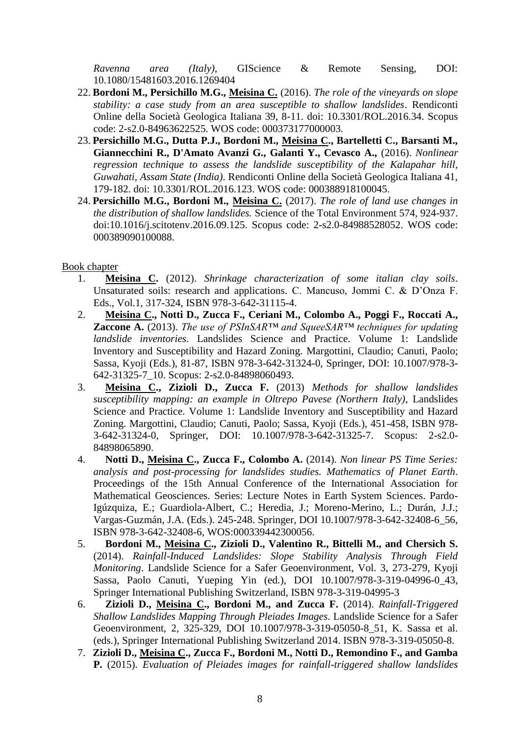*Ravenna area (Italy)*, GIScience & Remote Sensing, DOI: 10.1080/15481603.2016.1269404

22. **Bordoni M., Persichillo M.G., <u>Meisina C.</u>** (2016). *The role of the vineyards on slope stability: a case study from an area susceptible to shallow landslides*. Rendiconti Online della Società Geologica Italiana 39, 8-11. doi: 10.3301/ROL.2016.34. Scopus code: 2-s2.0-84963622525. WOS code: 000373177000003.
23. **Persichillo M.G., Dutta P.J., Bordoni M., <u>Meisina C</u>., Bartelletti C., Barsanti M., Giannecchini R., D'Amato Avanzi G., Galanti Y., Cevasco A.,** (2016). *Nonlinear regression technique to assess the landslide susceptibility of the Kalapahar hill, Guwahati, Assam State (India)*. Rendiconti Online della Società Geologica Italiana 41, 179-182. doi: 10.3301/ROL.2016.123. WOS code: 000388918100045.
24. **Persichillo M.G., Bordoni M., <u>Meisina C.</u>** (2017). *The role of land use changes in the distribution of shallow landslides.* Science of the Total Environment 574, 924-937. doi:10.1016/j.scitotenv.2016.09.125. Scopus code: 2-s2.0-84988528052. WOS code: 000389090100088.

<u>Book chapter</u>

1. **<u>Meisina C.</u>** (2012). *Shrinkage characterization of some italian clay soils*. Unsaturated soils: research and applications. C. Mancuso, Jommi C. & D'Onza F. Eds., Vol.1, 317-324, ISBN 978-3-642-31115-4.
2. **<u>Meisina C</u>., Notti D., Zucca F., Ceriani M., Colombo A., Poggi F., Roccati A., Zaccone A.** (2013). *The use of PSInSAR™ and SqueeSAR™ techniques for updating landslide inventories*. Landslides Science and Practice. Volume 1: Landslide Inventory and Susceptibility and Hazard Zoning. Margottini, Claudio; Canuti, Paolo; Sassa, Kyoji (Eds.), 81-87, ISBN 978-3-642-31324-0, Springer, DOI: 10.1007/978-3-642-31325-7_10. Scopus: 2-s2.0-84898060493.
3. **<u>Meisina C</u>., Zizioli D., Zucca F.** (2013) *Methods for shallow landslides susceptibility mapping: an example in Oltrepo Pavese (Northern Italy)*, Landslides Science and Practice. Volume 1: Landslide Inventory and Susceptibility and Hazard Zoning. Margottini, Claudio; Canuti, Paolo; Sassa, Kyoji (Eds.), 451-458, ISBN 978-3-642-31324-0, Springer, DOI: 10.1007/978-3-642-31325-7. Scopus: 2-s2.0-84898065890.
4. **Notti D., <u>Meisina C</u>., Zucca F., Colombo A.** (2014). *Non linear PS Time Series: analysis and post-processing for landslides studies. Mathematics of Planet Earth*. Proceedings of the 15th Annual Conference of the International Association for Mathematical Geosciences. Series: Lecture Notes in Earth System Sciences. Pardo-Igúzquiza, E.; Guardiola-Albert, C.; Heredia, J.; Moreno-Merino, L.; Durán, J.J.; Vargas-Guzmán, J.A. (Eds.). 245-248. Springer, DOI 10.1007/978-3-642-32408-6_56, ISBN 978-3-642-32408-6, WOS:000339442300056.
5. **Bordoni M., <u>Meisina C</u>., Zizioli D., Valentino R., Bittelli M., and Chersich S.** (2014). *Rainfall-Induced Landslides: Slope Stability Analysis Through Field Monitoring*. Landslide Science for a Safer Geoenvironment, Vol. 3, 273-279, Kyoji Sassa, Paolo Canuti, Yueping Yin (ed.), DOI 10.1007/978-3-319-04996-0_43, Springer International Publishing Switzerland, ISBN 978-3-319-04995-3
6. **Zizioli D., <u>Meisina C</u>., Bordoni M., and Zucca F.** (2014). *Rainfall-Triggered Shallow Landslides Mapping Through Pleiades Images*. Landslide Science for a Safer Geoenvironment, 2, 325-329, DOI 10.1007/978-3-319-05050-8_51, K. Sassa et al. (eds.), Springer International Publishing Switzerland 2014. ISBN 978-3-319-05050-8.
7. **Zizioli D., <u>Meisina C</u>., Zucca F., Bordoni M., Notti D., Remondino F., and Gamba P.** (2015). *Evaluation of Pleiades images for rainfall-triggered shallow landslides*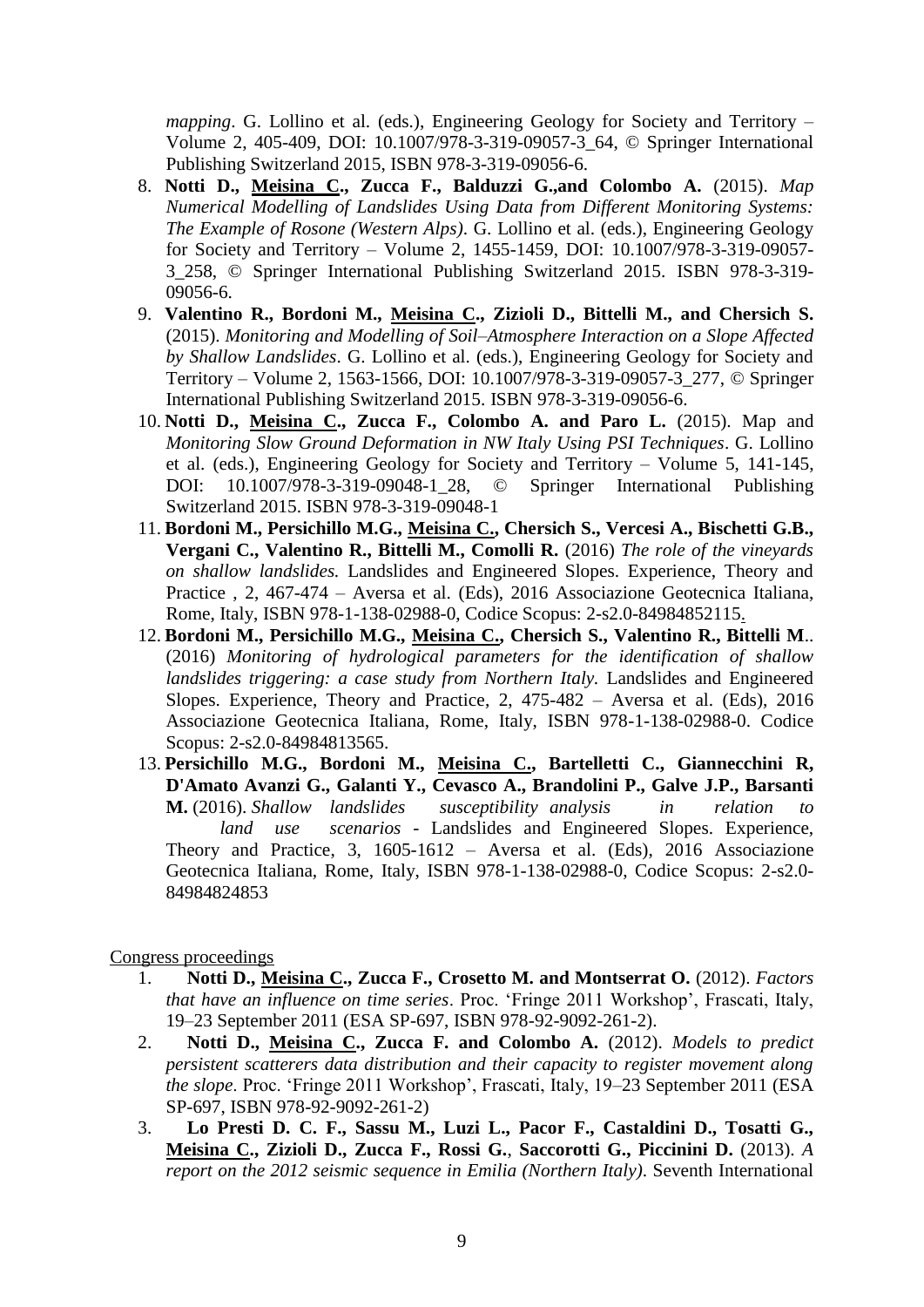*mapping*. G. Lollino et al. (eds.), Engineering Geology for Society and Territory – Volume 2, 405-409, DOI: 10.1007/978-3-319-09057-3_64, © Springer International Publishing Switzerland 2015, ISBN 978-3-319-09056-6.

8. **Notti D., <u>Meisina C.</u>, Zucca F., Balduzzi G.,and Colombo A.** (2015). *Map Numerical Modelling of Landslides Using Data from Different Monitoring Systems: The Example of Rosone (Western Alps)*. G. Lollino et al. (eds.), Engineering Geology for Society and Territory – Volume 2, 1455-1459, DOI: 10.1007/978-3-319-09057-3_258, © Springer International Publishing Switzerland 2015. ISBN 978-3-319-09056-6.
9. **Valentino R., Bordoni M., <u>Meisina C.</u>, Zizioli D., Bittelli M., and Chersich S.** (2015). *Monitoring and Modelling of Soil–Atmosphere Interaction on a Slope Affected by Shallow Landslides*. G. Lollino et al. (eds.), Engineering Geology for Society and Territory – Volume 2, 1563-1566, DOI: 10.1007/978-3-319-09057-3_277, © Springer International Publishing Switzerland 2015. ISBN 978-3-319-09056-6.
10. **Notti D., <u>Meisina C.</u>, Zucca F., Colombo A. and Paro L.** (2015). Map and *Monitoring Slow Ground Deformation in NW Italy Using PSI Techniques*. G. Lollino et al. (eds.), Engineering Geology for Society and Territory – Volume 5, 141-145, DOI: 10.1007/978-3-319-09048-1_28, © Springer International Publishing Switzerland 2015. ISBN 978-3-319-09048-1
11. **Bordoni M., Persichillo M.G., <u>Meisina C.</u>, Chersich S., Vercesi A., Bischetti G.B., Vergani C., Valentino R., Bittelli M., Comolli R.** (2016) *The role of the vineyards on shallow landslides.* Landslides and Engineered Slopes. Experience, Theory and Practice , 2, 467-474 – Aversa et al. (Eds), 2016 Associazione Geotecnica Italiana, Rome, Italy, ISBN 978-1-138-02988-0, Codice Scopus: 2-s2.0-84984852115.
12. **Bordoni M., Persichillo M.G., <u>Meisina C.</u>, Chersich S., Valentino R., Bittelli M**.. (2016) *Monitoring of hydrological parameters for the identification of shallow landslides triggering: a case study from Northern Italy.* Landslides and Engineered Slopes. Experience, Theory and Practice, 2, 475-482 – Aversa et al. (Eds), 2016 Associazione Geotecnica Italiana, Rome, Italy, ISBN 978-1-138-02988-0. Codice Scopus: 2-s2.0-84984813565.
13. **Persichillo M.G., Bordoni M., <u>Meisina C.</u>, Bartelletti C., Giannecchini R, D'Amato Avanzi G., Galanti Y., Cevasco A., Brandolini P., Galve J.P., Barsanti M.** (2016). *Shallow landslides susceptibility analysis in relation to land use scenarios* - Landslides and Engineered Slopes. Experience, Theory and Practice, 3, 1605-1612 – Aversa et al. (Eds), 2016 Associazione Geotecnica Italiana, Rome, Italy, ISBN 978-1-138-02988-0, Codice Scopus: 2-s2.0-84984824853

<u>Congress proceedings</u>

1. **Notti D., <u>Meisina C.</u>, Zucca F., Crosetto M. and Montserrat O.** (2012). *Factors that have an influence on time series*. Proc. 'Fringe 2011 Workshop', Frascati, Italy, 19–23 September 2011 (ESA SP-697, ISBN 978-92-9092-261-2).
2. **Notti D., <u>Meisina C.</u>, Zucca F. and Colombo A.** (2012). *Models to predict persistent scatterers data distribution and their capacity to register movement along the slope*. Proc. 'Fringe 2011 Workshop', Frascati, Italy, 19–23 September 2011 (ESA SP-697, ISBN 978-92-9092-261-2)
3. **Lo Presti D. C. F., Sassu M., Luzi L., Pacor F., Castaldini D., Tosatti G., <u>Meisina C.</u>, Zizioli D., Zucca F., Rossi G.**, **Saccorotti G., Piccinini D.** (2013). *A report on the 2012 seismic sequence in Emilia (Northern Italy)*. Seventh International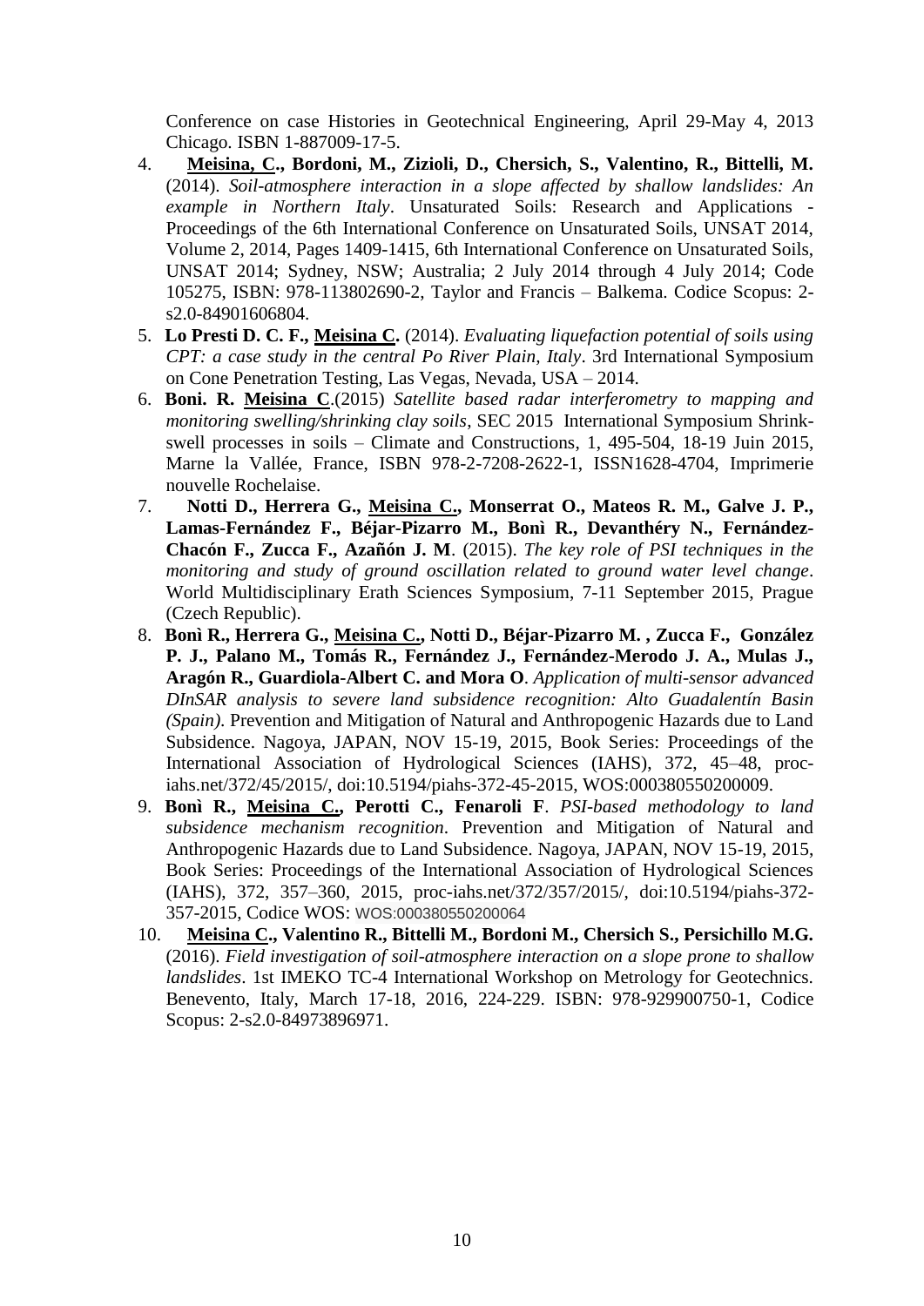Conference on case Histories in Geotechnical Engineering, April 29-May 4, 2013 Chicago. ISBN 1-887009-17-5.

4. **<u>Meisina, C</u>., Bordoni, M., Zizioli, D., Chersich, S., Valentino, R., Bittelli, M.** (2014). *Soil-atmosphere interaction in a slope affected by shallow landslides: An example in Northern Italy*. Unsaturated Soils: Research and Applications - Proceedings of the 6th International Conference on Unsaturated Soils, UNSAT 2014, Volume 2, 2014, Pages 1409-1415, 6th International Conference on Unsaturated Soils, UNSAT 2014; Sydney, NSW; Australia; 2 July 2014 through 4 July 2014; Code 105275, ISBN: 978-113802690-2, Taylor and Francis – Balkema. Codice Scopus: 2-s2.0-84901606804.
5. **Lo Presti D. C. F., <u>Meisina C.</u>** (2014). *Evaluating liquefaction potential of soils using CPT: a case study in the central Po River Plain, Italy*. 3rd International Symposium on Cone Penetration Testing, Las Vegas, Nevada, USA – 2014.
6. **Boni. R. <u>Meisina C</u>**.(2015) *Satellite based radar interferometry to mapping and monitoring swelling/shrinking clay soils*, SEC 2015 International Symposium Shrink-swell processes in soils – Climate and Constructions, 1, 495-504, 18-19 Juin 2015, Marne la Vallée, France, ISBN 978-2-7208-2622-1, ISSN1628-4704, Imprimerie nouvelle Rochelaise.
7. **Notti D., Herrera G., <u>Meisina C.</u>, Monserrat O., Mateos R. M., Galve J. P., Lamas-Fernández F., Béjar-Pizarro M., Bonì R., Devanthéry N., Fernández-Chacón F., Zucca F., Azañón J. M**. (2015). *The key role of PSI techniques in the monitoring and study of ground oscillation related to ground water level change*. World Multidisciplinary Erath Sciences Symposium, 7-11 September 2015, Prague (Czech Republic).
8. **Bonì R., Herrera G., <u>Meisina C.</u>, Notti D., Béjar-Pizarro M. , Zucca F., González P. J., Palano M., Tomás R., Fernández J., Fernández-Merodo J. A., Mulas J., Aragón R., Guardiola-Albert C. and Mora O**. *Application of multi-sensor advanced DInSAR analysis to severe land subsidence recognition: Alto Guadalentín Basin (Spain)*. Prevention and Mitigation of Natural and Anthropogenic Hazards due to Land Subsidence. Nagoya, JAPAN, NOV 15-19, 2015, Book Series: Proceedings of the International Association of Hydrological Sciences (IAHS), 372, 45–48, proc-iahs.net/372/45/2015/, doi:10.5194/piahs-372-45-2015, WOS:000380550200009.
9. **Bonì R., <u>Meisina C.</u>, Perotti C., Fenaroli F**. *PSI-based methodology to land subsidence mechanism recognition*. Prevention and Mitigation of Natural and Anthropogenic Hazards due to Land Subsidence. Nagoya, JAPAN, NOV 15-19, 2015, Book Series: Proceedings of the International Association of Hydrological Sciences (IAHS), 372, 357–360, 2015, proc-iahs.net/372/357/2015/, doi:10.5194/piahs-372-357-2015, Codice WOS: WOS:000380550200064
10. **<u>Meisina C</u>., Valentino R., Bittelli M., Bordoni M., Chersich S., Persichillo M.G.** (2016). *Field investigation of soil-atmosphere interaction on a slope prone to shallow landslides*. 1st IMEKO TC-4 International Workshop on Metrology for Geotechnics. Benevento, Italy, March 17-18, 2016, 224-229. ISBN: 978-929900750-1, Codice Scopus: 2-s2.0-84973896971.